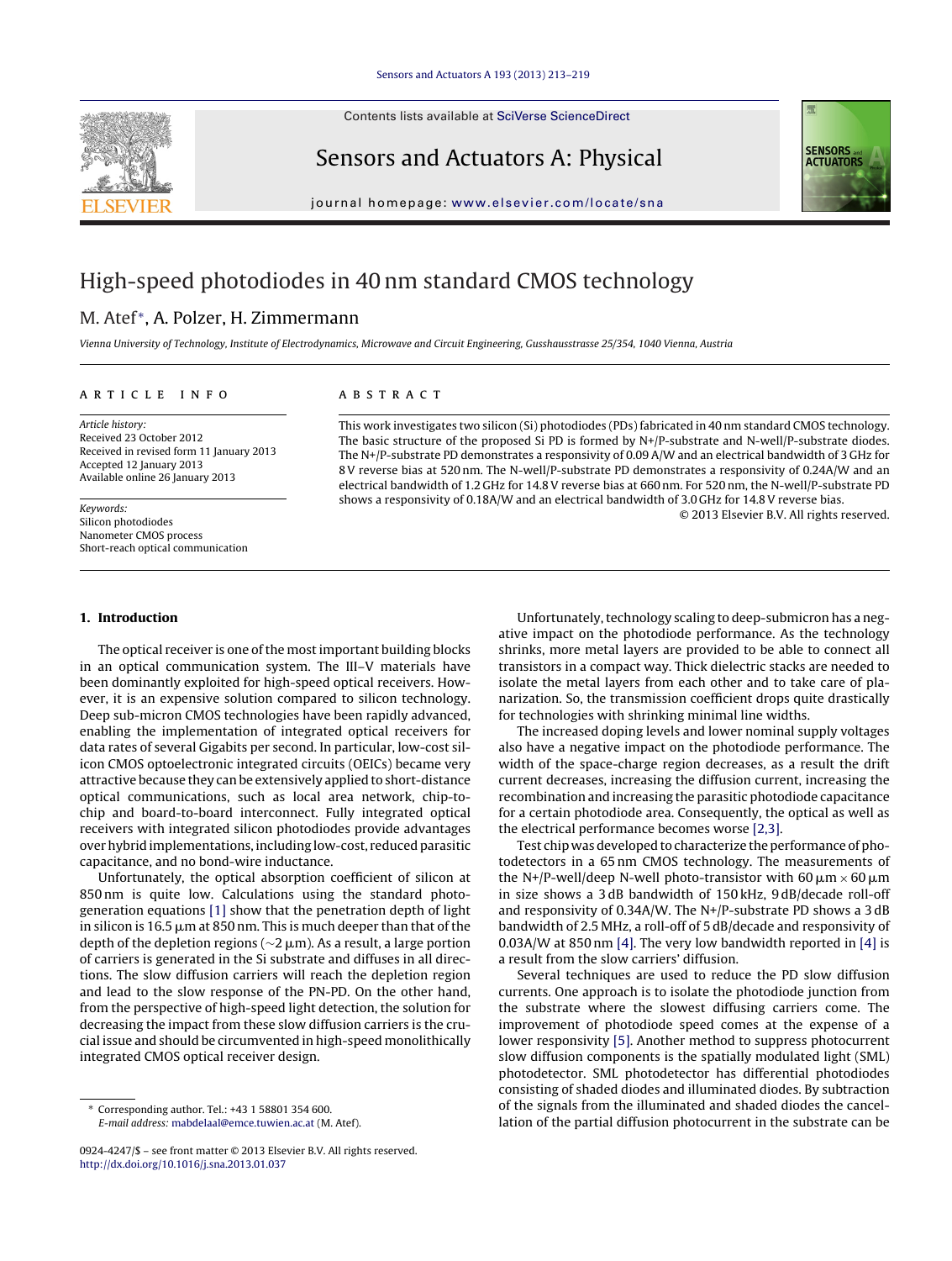# High-speed photodiodes in 40 nm standard CMOS technology

M. Atef*, A. Polzer, H. Zimmermann

*Vienna University of Technology, Institute of Electrodynamics, Microwave and Circuit Engineering, Gusshausstrasse 25/354, 1040 Vienna, Austria*

**ARTICLE INFO**

*Article history:*
Received 23 October 2012
Received in revised form 11 January 2013
Accepted 12 January 2013
Available online 26 January 2013

*Keywords:*
Silicon photodiodes
Nanometer CMOS process
Short-reach optical communication

**ABSTRACT**

This work investigates two silicon (Si) photodiodes (PDs) fabricated in 40 nm standard CMOS technology. The basic structure of the proposed Si PD is formed by N+/P-substrate and N-well/P-substrate diodes. The N+/P-substrate PD demonstrates a responsivity of 0.09 A/W and an electrical bandwidth of 3 GHz for 8 V reverse bias at 520 nm. The N-well/P-substrate PD demonstrates a responsivity of 0.24A/W and an electrical bandwidth of 1.2 GHz for 14.8 V reverse bias at 660 nm. For 520 nm, the N-well/P-substrate PD shows a responsivity of 0.18A/W and an electrical bandwidth of 3.0 GHz for 14.8 V reverse bias.

© 2013 Elsevier B.V. All rights reserved.

## 1. Introduction

The optical receiver is one of the most important building blocks in an optical communication system. The III–V materials have been dominantly exploited for high-speed optical receivers. However, it is an expensive solution compared to silicon technology. Deep sub-micron CMOS technologies have been rapidly advanced, enabling the implementation of integrated optical receivers for data rates of several Gigabits per second. In particular, low-cost silicon CMOS optoelectronic integrated circuits (OEICs) became very attractive because they can be extensively applied to short-distance optical communications, such as local area network, chip-to-chip and board-to-board interconnect. Fully integrated optical receivers with integrated silicon photodiodes provide advantages over hybrid implementations, including low-cost, reduced parasitic capacitance, and no bond-wire inductance.

Unfortunately, the optical absorption coefficient of silicon at 850 nm is quite low. Calculations using the standard photogeneration equations [1] show that the penetration depth of light in silicon is 16.5 μm at 850 nm. This is much deeper than that of the depth of the depletion regions (~2 μm). As a result, a large portion of carriers is generated in the Si substrate and diffuses in all directions. The slow diffusion carriers will reach the depletion region and lead to the slow response of the PN-PD. On the other hand, from the perspective of high-speed light detection, the solution for decreasing the impact from these slow diffusion carriers is the crucial issue and should be circumvented in high-speed monolithically integrated CMOS optical receiver design.

Unfortunately, technology scaling to deep-submicron has a negative impact on the photodiode performance. As the technology shrinks, more metal layers are provided to be able to connect all transistors in a compact way. Thick dielectric stacks are needed to isolate the metal layers from each other and to take care of planarization. So, the transmission coefficient drops quite drastically for technologies with shrinking minimal line widths.

The increased doping levels and lower nominal supply voltages also have a negative impact on the photodiode performance. The width of the space-charge region decreases, as a result the drift current decreases, increasing the diffusion current, increasing the recombination and increasing the parasitic photodiode capacitance for a certain photodiode area. Consequently, the optical as well as the electrical performance becomes worse [2,3].

Test chip was developed to characterize the performance of photodetectors in a 65 nm CMOS technology. The measurements of the N+/P-well/deep N-well photo-transistor with 60 μm × 60 μm in size shows a 3 dB bandwidth of 150 kHz, 9 dB/decade roll-off and responsivity of 0.34A/W. The N+/P-substrate PD shows a 3 dB bandwidth of 2.5 MHz, a roll-off of 5 dB/decade and responsivity of 0.03A/W at 850 nm [4]. The very low bandwidth reported in [4] is a result from the slow carriers' diffusion.

Several techniques are used to reduce the PD slow diffusion currents. One approach is to isolate the photodiode junction from the substrate where the slowest diffusing carriers come. The improvement of photodiode speed comes at the expense of a lower responsivity [5]. Another method to suppress photocurrent slow diffusion components is the spatially modulated light (SML) photodetector. SML photodetector has differential photodiodes consisting of shaded diodes and illuminated diodes. By subtraction of the signals from the illuminated and shaded diodes the cancellation of the partial diffusion photocurrent in the substrate can be

\* Corresponding author. Tel.: +43 1 58801 354 600.
*E-mail address:* mabdelaal@emce.tuwien.ac.at (M. Atef).

0924-4247/$ – see front matter © 2013 Elsevier B.V. All rights reserved.
http://dx.doi.org/10.1016/j.sna.2013.01.037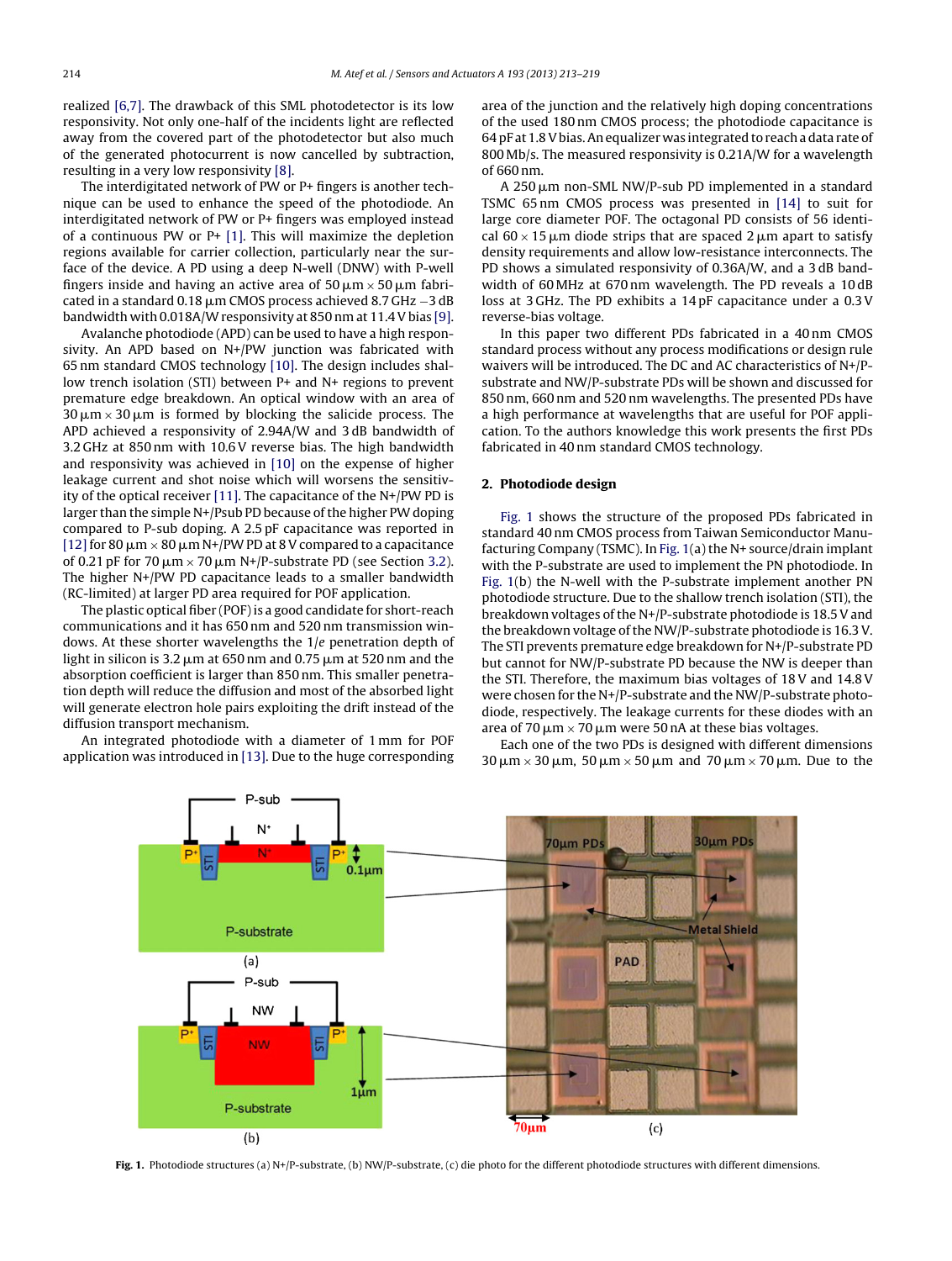realized [6,7]. The drawback of this SML photodetector is its low responsivity. Not only one-half of the incidents light are reflected away from the covered part of the photodetector but also much of the generated photocurrent is now cancelled by subtraction, resulting in a very low responsivity [8].

The interdigitated network of PW or P+ fingers is another technique can be used to enhance the speed of the photodiode. An interdigitated network of PW or P+ fingers was employed instead of a continuous PW or P+ [1]. This will maximize the depletion regions available for carrier collection, particularly near the surface of the device. A PD using a deep N-well (DNW) with P-well fingers inside and having an active area of 50 μm × 50 μm fabricated in a standard 0.18 μm CMOS process achieved 8.7 GHz −3 dB bandwidth with 0.018A/W responsivity at 850 nm at 11.4 V bias [9].

Avalanche photodiode (APD) can be used to have a high responsivity. An APD based on N+/PW junction was fabricated with 65 nm standard CMOS technology [10]. The design includes shallow trench isolation (STI) between P+ and N+ regions to prevent premature edge breakdown. An optical window with an area of 30 μm × 30 μm is formed by blocking the salicide process. The APD achieved a responsivity of 2.94A/W and 3 dB bandwidth of 3.2 GHz at 850 nm with 10.6 V reverse bias. The high bandwidth and responsivity was achieved in [10] on the expense of higher leakage current and shot noise which will worsens the sensitivity of the optical receiver [11]. The capacitance of the N+/PW PD is larger than the simple N+/Psub PD because of the higher PW doping compared to P-sub doping. A 2.5 pF capacitance was reported in [12] for 80 μm × 80 μm N+/PW PD at 8 V compared to a capacitance of 0.21 pF for 70 μm × 70 μm N+/P-substrate PD (see Section 3.2). The higher N+/PW PD capacitance leads to a smaller bandwidth (RC-limited) at larger PD area required for POF application.

The plastic optical fiber (POF) is a good candidate for short-reach communications and it has 650 nm and 520 nm transmission windows. At these shorter wavelengths the $1/e$ penetration depth of light in silicon is 3.2 μm at 650 nm and 0.75 μm at 520 nm and the absorption coefficient is larger than 850 nm. This smaller penetration depth will reduce the diffusion and most of the absorbed light will generate electron hole pairs exploiting the drift instead of the diffusion transport mechanism.

An integrated photodiode with a diameter of 1 mm for POF application was introduced in [13]. Due to the huge corresponding area of the junction and the relatively high doping concentrations of the used 180 nm CMOS process; the photodiode capacitance is 64 pF at 1.8 V bias. An equalizer was integrated to reach a data rate of 800 Mb/s. The measured responsivity is 0.21A/W for a wavelength of 660 nm.

A 250 μm non-SML NW/P-sub PD implemented in a standard TSMC 65 nm CMOS process was presented in [14] to suit for large core diameter POF. The octagonal PD consists of 56 identical 60 × 15 μm diode strips that are spaced 2 μm apart to satisfy density requirements and allow low-resistance interconnects. The PD shows a simulated responsivity of 0.36A/W, and a 3 dB bandwidth of 60 MHz at 670 nm wavelength. The PD reveals a 10 dB loss at 3 GHz. The PD exhibits a 14 pF capacitance under a 0.3 V reverse-bias voltage.

In this paper two different PDs fabricated in a 40 nm CMOS standard process without any process modifications or design rule waivers will be introduced. The DC and AC characteristics of N+/P-substrate and NW/P-substrate PDs will be shown and discussed for 850 nm, 660 nm and 520 nm wavelengths. The presented PDs have a high performance at wavelengths that are useful for POF application. To the authors knowledge this work presents the first PDs fabricated in 40 nm standard CMOS technology.

## 2. Photodiode design

Fig. 1 shows the structure of the proposed PDs fabricated in standard 40 nm CMOS process from Taiwan Semiconductor Manufacturing Company (TSMC). In Fig. 1(a) the N+ source/drain implant with the P-substrate are used to implement the PN photodiode. In Fig. 1(b) the N-well with the P-substrate implement another PN photodiode structure. Due to the shallow trench isolation (STI), the breakdown voltages of the N+/P-substrate photodiode is 18.5 V and the breakdown voltage of the NW/P-substrate photodiode is 16.3 V. The STI prevents premature edge breakdown for N+/P-substrate PD but cannot for NW/P-substrate PD because the NW is deeper than the STI. Therefore, the maximum bias voltages of 18 V and 14.8 V were chosen for the N+/P-substrate and the NW/P-substrate photodiode, respectively. The leakage currents for these diodes with an area of 70 μm × 70 μm were 50 nA at these bias voltages.

Each one of the two PDs is designed with different dimensions 30 μm × 30 μm, 50 μm × 50 μm and 70 μm × 70 μm. Due to the

**Fig. 1.** Photodiode structures (a) N+/P-substrate, (b) NW/P-substrate, (c) die photo for the different photodiode structures with different dimensions.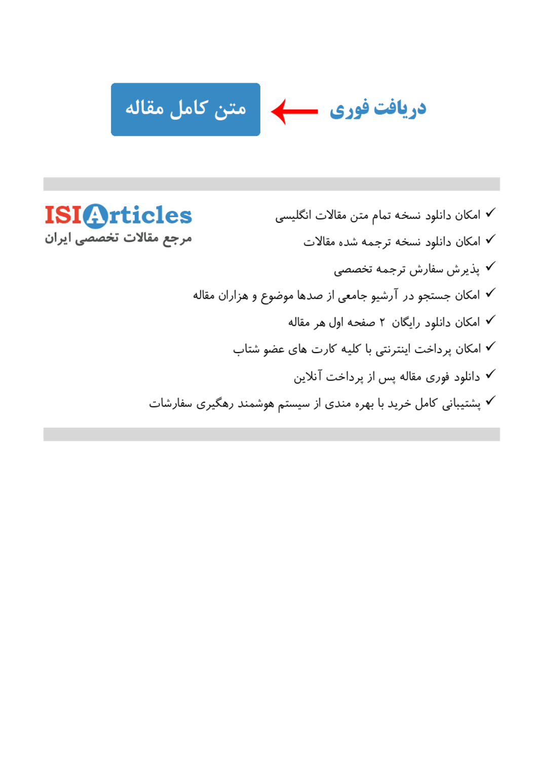دریافت فوری ← **متن کامل مقاله**

**ISIArticles**
مرجع مقالات تخصصی ایران

- ✓ امکان دانلود نسخه تمام متن مقالات انگلیسی
- ✓ امکان دانلود نسخه ترجمه شده مقالات
- ✓ پذیرش سفارش ترجمه تخصصی
- ✓ امکان جستجو در آرشیو جامعی از صدها موضوع و هزاران مقاله
- ✓ امکان دانلود رایگان ۲ صفحه اول هر مقاله
- ✓ امکان پرداخت اینترنتی با کلیه کارت های عضو شتاب
- ✓ دانلود فوری مقاله پس از پرداخت آنلاین
- ✓ پشتیبانی کامل خرید با بهره مندی از سیستم هوشمند رهگیری سفارشات